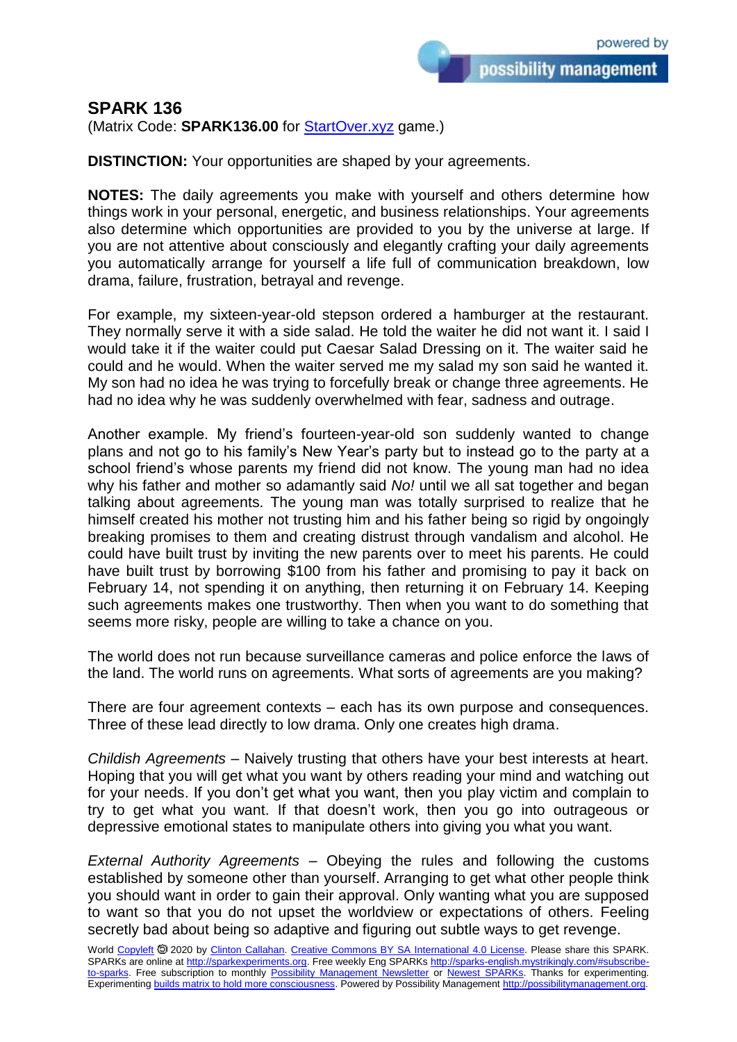## SPARK 136

(Matrix Code: **SPARK136.00** for [StartOver.xyz](StartOver.xyz) game.)

**DISTINCTION:** Your opportunities are shaped by your agreements.

**NOTES:** The daily agreements you make with yourself and others determine how things work in your personal, energetic, and business relationships. Your agreements also determine which opportunities are provided to you by the universe at large. If you are not attentive about consciously and elegantly crafting your daily agreements you automatically arrange for yourself a life full of communication breakdown, low drama, failure, frustration, betrayal and revenge.

For example, my sixteen-year-old stepson ordered a hamburger at the restaurant. They normally serve it with a side salad. He told the waiter he did not want it. I said I would take it if the waiter could put Caesar Salad Dressing on it. The waiter said he could and he would. When the waiter served me my salad my son said he wanted it. My son had no idea he was trying to forcefully break or change three agreements. He had no idea why he was suddenly overwhelmed with fear, sadness and outrage.

Another example. My friend's fourteen-year-old son suddenly wanted to change plans and not go to his family's New Year's party but to instead go to the party at a school friend's whose parents my friend did not know. The young man had no idea why his father and mother so adamantly said *No!* until we all sat together and began talking about agreements. The young man was totally surprised to realize that he himself created his mother not trusting him and his father being so rigid by ongoingly breaking promises to them and creating distrust through vandalism and alcohol. He could have built trust by inviting the new parents over to meet his parents. He could have built trust by borrowing $100 from his father and promising to pay it back on February 14, not spending it on anything, then returning it on February 14. Keeping such agreements makes one trustworthy. Then when you want to do something that seems more risky, people are willing to take a chance on you.

The world does not run because surveillance cameras and police enforce the laws of the land. The world runs on agreements. What sorts of agreements are you making?

There are four agreement contexts – each has its own purpose and consequences. Three of these lead directly to low drama. Only one creates high drama.

*Childish Agreements* – Naively trusting that others have your best interests at heart. Hoping that you will get what you want by others reading your mind and watching out for your needs. If you don't get what you want, then you play victim and complain to try to get what you want. If that doesn't work, then you go into outrageous or depressive emotional states to manipulate others into giving you what you want.

*External Authority Agreements* – Obeying the rules and following the customs established by someone other than yourself. Arranging to get what other people think you should want in order to gain their approval. Only wanting what you are supposed to want so that you do not upset the worldview or expectations of others. Feeling secretly bad about being so adaptive and figuring out subtle ways to get revenge.

World [Copyleft](Copyleft) 🄯 2020 by [Clinton Callahan](Clinton Callahan). [Creative Commons BY SA International 4.0 License](Creative Commons BY SA International 4.0 License). Please share this SPARK. SPARKs are online at http://sparkexperiments.org. Free weekly Eng SPARKs http://sparks-english.mystrikingly.com/#subscribe-to-sparks. Free subscription to monthly [Possibility Management Newsletter](Possibility Management Newsletter) or [Newest SPARKs](Newest SPARKs). Thanks for experimenting. Experimenting [builds matrix to hold more consciousness](builds matrix to hold more consciousness). Powered by Possibility Management http://possibilitymanagement.org.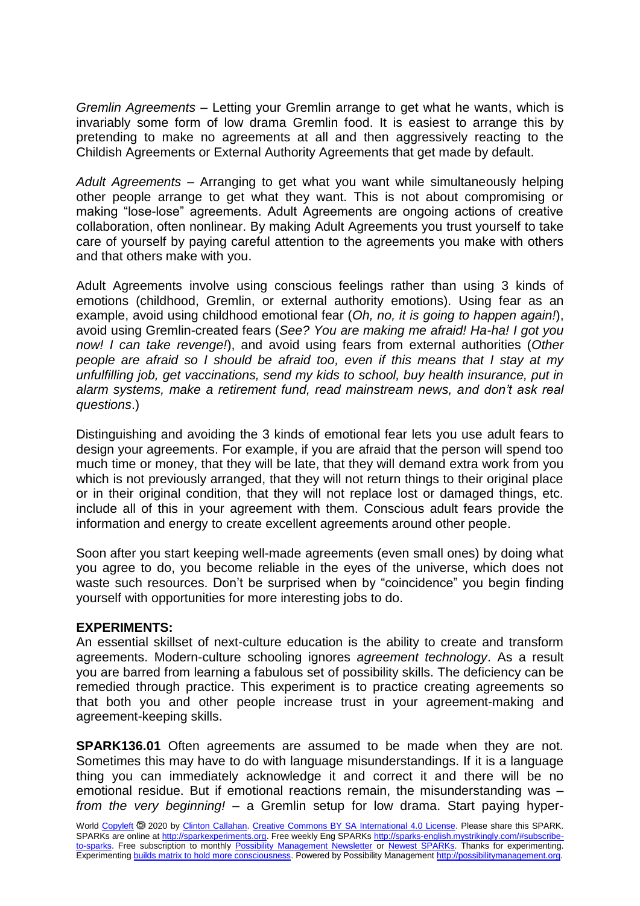*Gremlin Agreements* – Letting your Gremlin arrange to get what he wants, which is invariably some form of low drama Gremlin food. It is easiest to arrange this by pretending to make no agreements at all and then aggressively reacting to the Childish Agreements or External Authority Agreements that get made by default.

*Adult Agreements* – Arranging to get what you want while simultaneously helping other people arrange to get what they want. This is not about compromising or making "lose-lose" agreements. Adult Agreements are ongoing actions of creative collaboration, often nonlinear. By making Adult Agreements you trust yourself to take care of yourself by paying careful attention to the agreements you make with others and that others make with you.

Adult Agreements involve using conscious feelings rather than using 3 kinds of emotions (childhood, Gremlin, or external authority emotions). Using fear as an example, avoid using childhood emotional fear (*Oh, no, it is going to happen again!*), avoid using Gremlin-created fears (*See? You are making me afraid! Ha-ha! I got you now! I can take revenge!*), and avoid using fears from external authorities (*Other people are afraid so I should be afraid too, even if this means that I stay at my unfulfilling job, get vaccinations, send my kids to school, buy health insurance, put in alarm systems, make a retirement fund, read mainstream news, and don't ask real questions*.)

Distinguishing and avoiding the 3 kinds of emotional fear lets you use adult fears to design your agreements. For example, if you are afraid that the person will spend too much time or money, that they will be late, that they will demand extra work from you which is not previously arranged, that they will not return things to their original place or in their original condition, that they will not replace lost or damaged things, etc. include all of this in your agreement with them. Conscious adult fears provide the information and energy to create excellent agreements around other people.

Soon after you start keeping well-made agreements (even small ones) by doing what you agree to do, you become reliable in the eyes of the universe, which does not waste such resources. Don't be surprised when by "coincidence" you begin finding yourself with opportunities for more interesting jobs to do.

**EXPERIMENTS:**
An essential skillset of next-culture education is the ability to create and transform agreements. Modern-culture schooling ignores *agreement technology*. As a result you are barred from learning a fabulous set of possibility skills. The deficiency can be remedied through practice. This experiment is to practice creating agreements so that both you and other people increase trust in your agreement-making and agreement-keeping skills.

**SPARK136.01** Often agreements are assumed to be made when they are not. Sometimes this may have to do with language misunderstandings. If it is a language thing you can immediately acknowledge it and correct it and there will be no emotional residue. But if emotional reactions remain, the misunderstanding was – *from the very beginning!* – a Gremlin setup for low drama. Start paying hyper-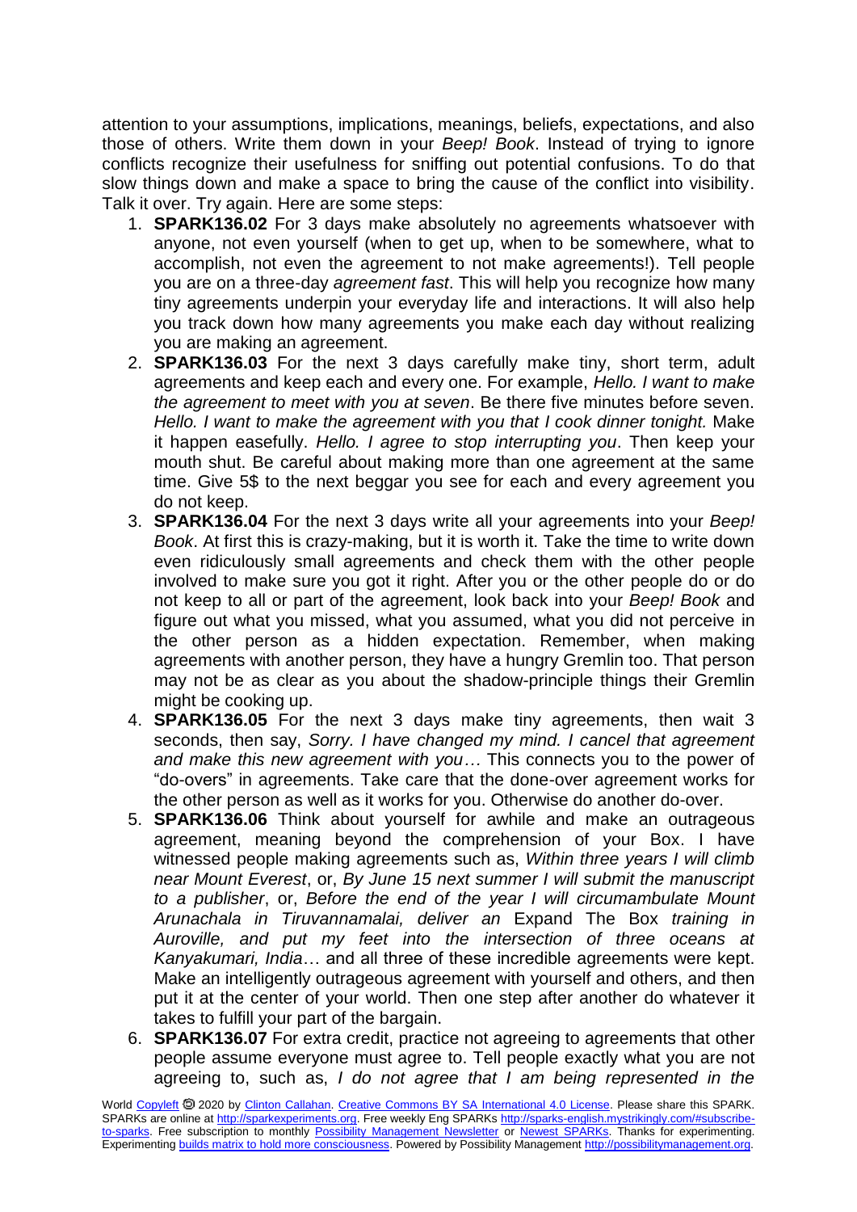attention to your assumptions, implications, meanings, beliefs, expectations, and also those of others. Write them down in your *Beep! Book*. Instead of trying to ignore conflicts recognize their usefulness for sniffing out potential confusions. To do that slow things down and make a space to bring the cause of the conflict into visibility. Talk it over. Try again. Here are some steps:

1. **SPARK136.02** For 3 days make absolutely no agreements whatsoever with anyone, not even yourself (when to get up, when to be somewhere, what to accomplish, not even the agreement to not make agreements!). Tell people you are on a three-day *agreement fast*. This will help you recognize how many tiny agreements underpin your everyday life and interactions. It will also help you track down how many agreements you make each day without realizing you are making an agreement.
2. **SPARK136.03** For the next 3 days carefully make tiny, short term, adult agreements and keep each and every one. For example, *Hello. I want to make the agreement to meet with you at seven*. Be there five minutes before seven. *Hello. I want to make the agreement with you that I cook dinner tonight.* Make it happen easefully. *Hello. I agree to stop interrupting you*. Then keep your mouth shut. Be careful about making more than one agreement at the same time. Give 5$ to the next beggar you see for each and every agreement you do not keep.
3. **SPARK136.04** For the next 3 days write all your agreements into your *Beep! Book*. At first this is crazy-making, but it is worth it. Take the time to write down even ridiculously small agreements and check them with the other people involved to make sure you got it right. After you or the other people do or do not keep to all or part of the agreement, look back into your *Beep! Book* and figure out what you missed, what you assumed, what you did not perceive in the other person as a hidden expectation. Remember, when making agreements with another person, they have a hungry Gremlin too. That person may not be as clear as you about the shadow-principle things their Gremlin might be cooking up.
4. **SPARK136.05** For the next 3 days make tiny agreements, then wait 3 seconds, then say, *Sorry. I have changed my mind. I cancel that agreement and make this new agreement with you…* This connects you to the power of "do-overs" in agreements. Take care that the done-over agreement works for the other person as well as it works for you. Otherwise do another do-over.
5. **SPARK136.06** Think about yourself for awhile and make an outrageous agreement, meaning beyond the comprehension of your Box. I have witnessed people making agreements such as, *Within three years I will climb near Mount Everest*, or, *By June 15 next summer I will submit the manuscript to a publisher*, or, *Before the end of the year I will circumambulate Mount Arunachala in Tiruvannamalai, deliver an* Expand The Box *training in Auroville, and put my feet into the intersection of three oceans at Kanyakumari, India*… and all three of these incredible agreements were kept. Make an intelligently outrageous agreement with yourself and others, and then put it at the center of your world. Then one step after another do whatever it takes to fulfill your part of the bargain.
6. **SPARK136.07** For extra credit, practice not agreeing to agreements that other people assume everyone must agree to. Tell people exactly what you are not agreeing to, such as, *I do not agree that I am being represented in the*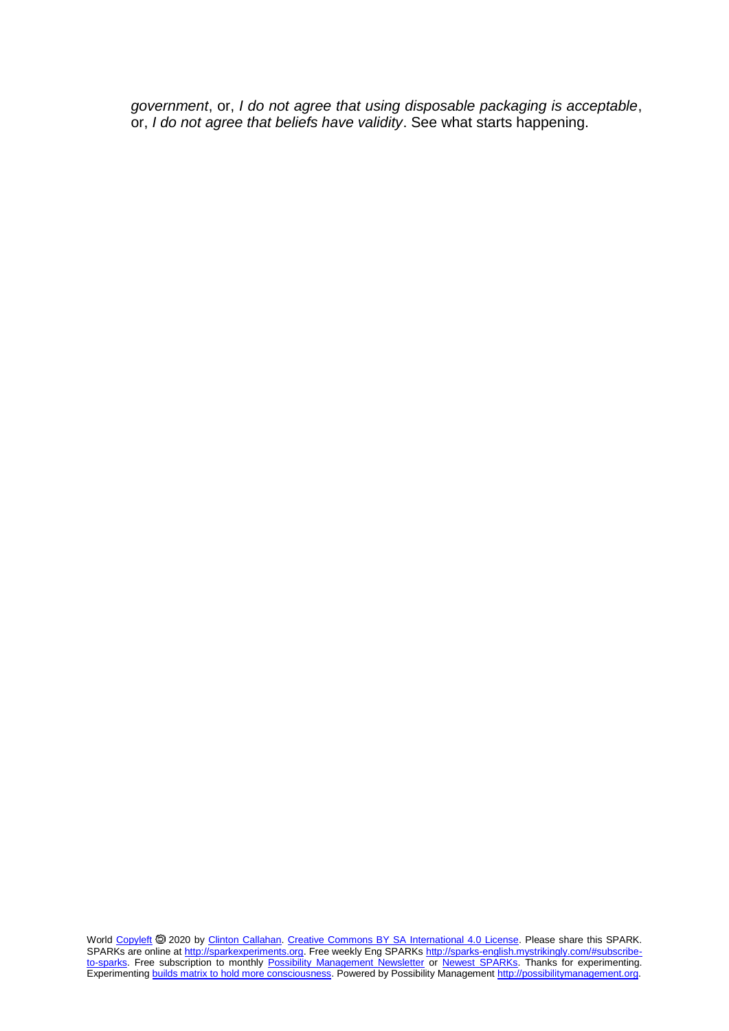*government*, or, *I do not agree that using disposable packaging is acceptable*, or, *I do not agree that beliefs have validity*. See what starts happening.

World Copyleft 🄯 2020 by Clinton Callahan. Creative Commons BY SA International 4.0 License. Please share this SPARK. SPARKs are online at http://sparkexperiments.org. Free weekly Eng SPARKs http://sparks-english.mystrikingly.com/#subscribe-to-sparks. Free subscription to monthly Possibility Management Newsletter or Newest SPARKs. Thanks for experimenting. Experimenting builds matrix to hold more consciousness. Powered by Possibility Management http://possibilitymanagement.org.